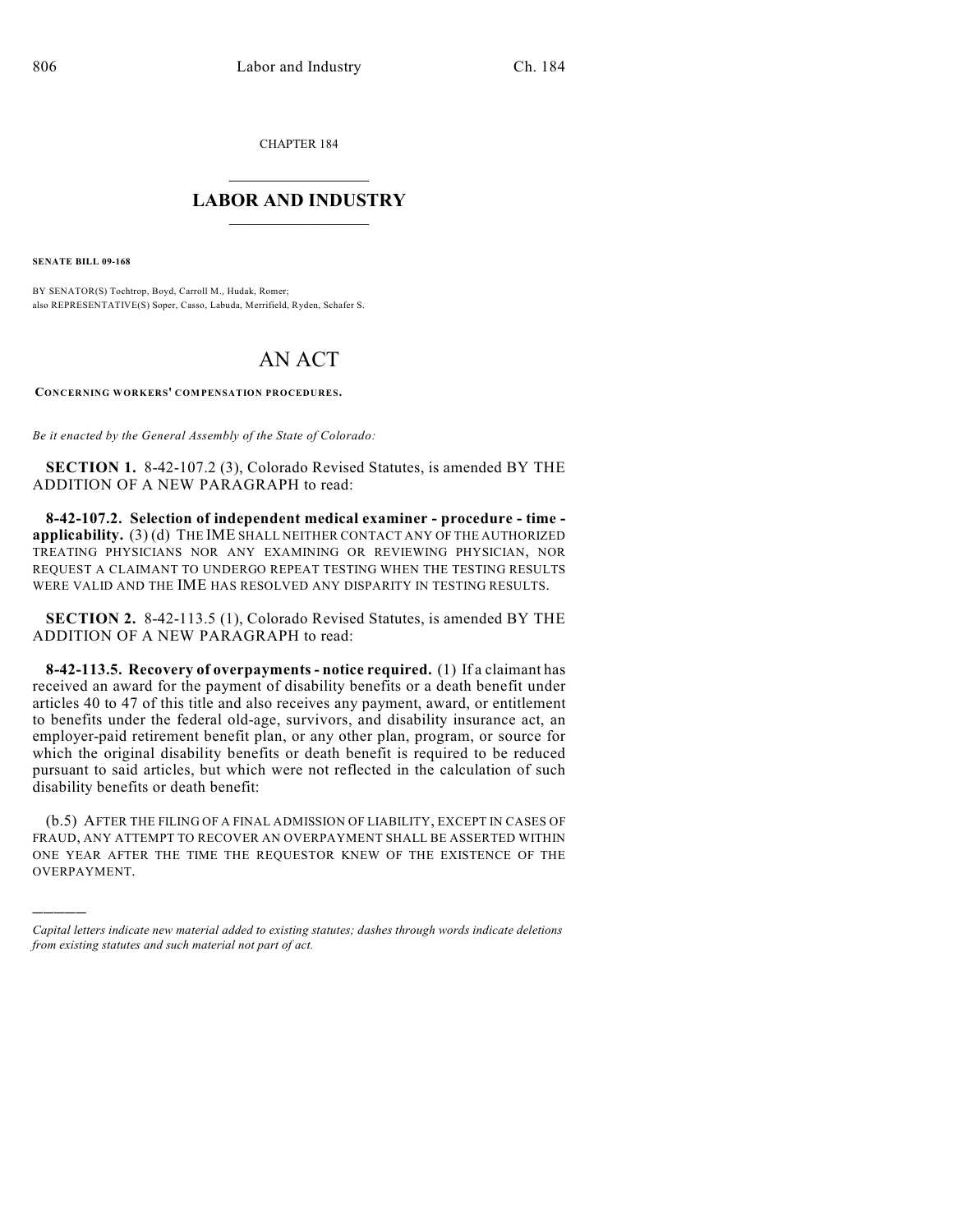CHAPTER 184

# LABOR AND INDUSTRY

**SENATE BILL 09-168**

BY SENATOR(S) Tochtrop, Boyd, Carroll M., Hudak, Romer;
also REPRESENTATIVE(S) Soper, Casso, Labuda, Merrifield, Ryden, Schafer S.

# AN ACT

**CONCERNING WORKERS' COMPENSATION PROCEDURES.**

*Be it enacted by the General Assembly of the State of Colorado:*

**SECTION 1.** 8-42-107.2 (3), Colorado Revised Statutes, is amended BY THE ADDITION OF A NEW PARAGRAPH to read:

**8-42-107.2. Selection of independent medical examiner - procedure - time - applicability.** (3) (d) THE IME SHALL NEITHER CONTACT ANY OF THE AUTHORIZED TREATING PHYSICIANS NOR ANY EXAMINING OR REVIEWING PHYSICIAN, NOR REQUEST A CLAIMANT TO UNDERGO REPEAT TESTING WHEN THE TESTING RESULTS WERE VALID AND THE IME HAS RESOLVED ANY DISPARITY IN TESTING RESULTS.

**SECTION 2.** 8-42-113.5 (1), Colorado Revised Statutes, is amended BY THE ADDITION OF A NEW PARAGRAPH to read:

**8-42-113.5. Recovery of overpayments - notice required.** (1) If a claimant has received an award for the payment of disability benefits or a death benefit under articles 40 to 47 of this title and also receives any payment, award, or entitlement to benefits under the federal old-age, survivors, and disability insurance act, an employer-paid retirement benefit plan, or any other plan, program, or source for which the original disability benefits or death benefit is required to be reduced pursuant to said articles, but which were not reflected in the calculation of such disability benefits or death benefit:

(b.5) AFTER THE FILING OF A FINAL ADMISSION OF LIABILITY, EXCEPT IN CASES OF FRAUD, ANY ATTEMPT TO RECOVER AN OVERPAYMENT SHALL BE ASSERTED WITHIN ONE YEAR AFTER THE TIME THE REQUESTOR KNEW OF THE EXISTENCE OF THE OVERPAYMENT.

---

*Capital letters indicate new material added to existing statutes; dashes through words indicate deletions from existing statutes and such material not part of act.*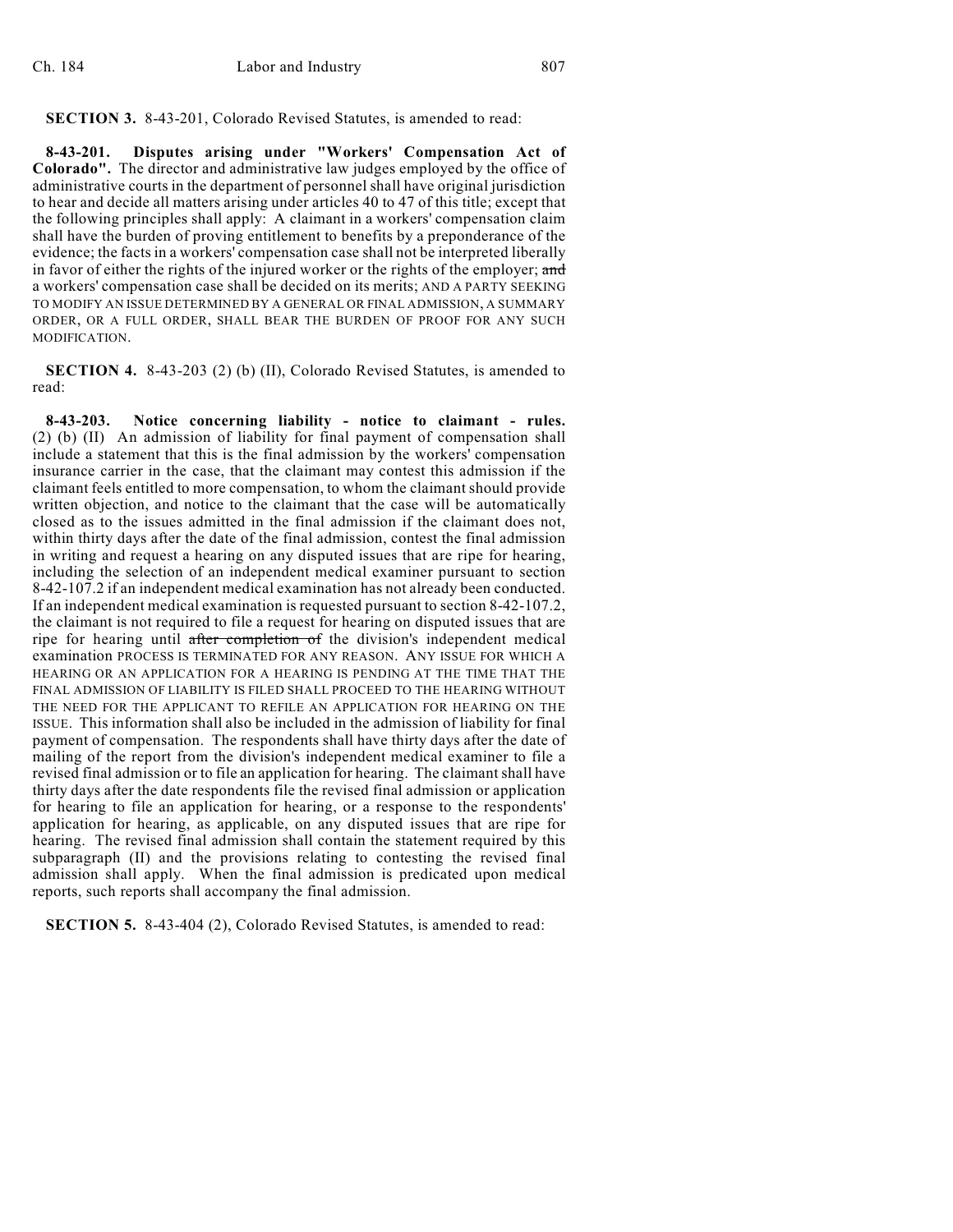**SECTION 3.** 8-43-201, Colorado Revised Statutes, is amended to read:

**8-43-201. Disputes arising under "Workers' Compensation Act of Colorado".** The director and administrative law judges employed by the office of administrative courts in the department of personnel shall have original jurisdiction to hear and decide all matters arising under articles 40 to 47 of this title; except that the following principles shall apply: A claimant in a workers' compensation claim shall have the burden of proving entitlement to benefits by a preponderance of the evidence; the facts in a workers' compensation case shall not be interpreted liberally in favor of either the rights of the injured worker or the rights of the employer; ~~and~~ a workers' compensation case shall be decided on its merits; AND A PARTY SEEKING TO MODIFY AN ISSUE DETERMINED BY A GENERAL OR FINAL ADMISSION, A SUMMARY ORDER, OR A FULL ORDER, SHALL BEAR THE BURDEN OF PROOF FOR ANY SUCH MODIFICATION.

**SECTION 4.** 8-43-203 (2) (b) (II), Colorado Revised Statutes, is amended to read:

**8-43-203. Notice concerning liability - notice to claimant - rules.** (2) (b) (II) An admission of liability for final payment of compensation shall include a statement that this is the final admission by the workers' compensation insurance carrier in the case, that the claimant may contest this admission if the claimant feels entitled to more compensation, to whom the claimant should provide written objection, and notice to the claimant that the case will be automatically closed as to the issues admitted in the final admission if the claimant does not, within thirty days after the date of the final admission, contest the final admission in writing and request a hearing on any disputed issues that are ripe for hearing, including the selection of an independent medical examiner pursuant to section 8-42-107.2 if an independent medical examination has not already been conducted. If an independent medical examination is requested pursuant to section 8-42-107.2, the claimant is not required to file a request for hearing on disputed issues that are ripe for hearing until ~~after completion of~~ the division's independent medical examination PROCESS IS TERMINATED FOR ANY REASON. ANY ISSUE FOR WHICH A HEARING OR AN APPLICATION FOR A HEARING IS PENDING AT THE TIME THAT THE FINAL ADMISSION OF LIABILITY IS FILED SHALL PROCEED TO THE HEARING WITHOUT THE NEED FOR THE APPLICANT TO REFILE AN APPLICATION FOR HEARING ON THE ISSUE. This information shall also be included in the admission of liability for final payment of compensation. The respondents shall have thirty days after the date of mailing of the report from the division's independent medical examiner to file a revised final admission or to file an application for hearing. The claimant shall have thirty days after the date respondents file the revised final admission or application for hearing to file an application for hearing, or a response to the respondents' application for hearing, as applicable, on any disputed issues that are ripe for hearing. The revised final admission shall contain the statement required by this subparagraph (II) and the provisions relating to contesting the revised final admission shall apply. When the final admission is predicated upon medical reports, such reports shall accompany the final admission.

**SECTION 5.** 8-43-404 (2), Colorado Revised Statutes, is amended to read: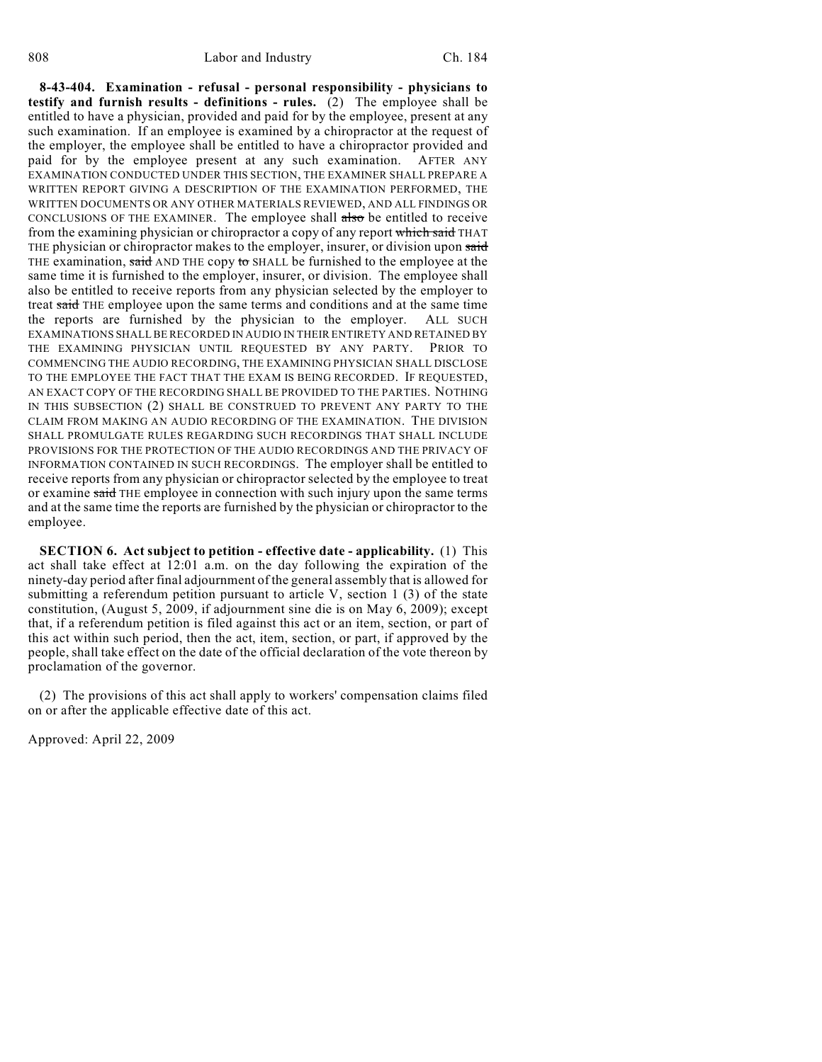**8-43-404. Examination - refusal - personal responsibility - physicians to testify and furnish results - definitions - rules.** (2) The employee shall be entitled to have a physician, provided and paid for by the employee, present at any such examination. If an employee is examined by a chiropractor at the request of the employer, the employee shall be entitled to have a chiropractor provided and paid for by the employee present at any such examination. AFTER ANY EXAMINATION CONDUCTED UNDER THIS SECTION, THE EXAMINER SHALL PREPARE A WRITTEN REPORT GIVING A DESCRIPTION OF THE EXAMINATION PERFORMED, THE WRITTEN DOCUMENTS OR ANY OTHER MATERIALS REVIEWED, AND ALL FINDINGS OR CONCLUSIONS OF THE EXAMINER. The employee shall ~~also~~ be entitled to receive from the examining physician or chiropractor a copy of any report ~~which said~~ THAT THE physician or chiropractor makes to the employer, insurer, or division upon ~~said~~ THE examination, ~~said~~ AND THE copy ~~to~~ SHALL be furnished to the employee at the same time it is furnished to the employer, insurer, or division. The employee shall also be entitled to receive reports from any physician selected by the employer to treat ~~said~~ THE employee upon the same terms and conditions and at the same time the reports are furnished by the physician to the employer. ALL SUCH EXAMINATIONS SHALL BE RECORDED IN AUDIO IN THEIR ENTIRETY AND RETAINED BY THE EXAMINING PHYSICIAN UNTIL REQUESTED BY ANY PARTY. PRIOR TO COMMENCING THE AUDIO RECORDING, THE EXAMINING PHYSICIAN SHALL DISCLOSE TO THE EMPLOYEE THE FACT THAT THE EXAM IS BEING RECORDED. IF REQUESTED, AN EXACT COPY OF THE RECORDING SHALL BE PROVIDED TO THE PARTIES. NOTHING IN THIS SUBSECTION (2) SHALL BE CONSTRUED TO PREVENT ANY PARTY TO THE CLAIM FROM MAKING AN AUDIO RECORDING OF THE EXAMINATION. THE DIVISION SHALL PROMULGATE RULES REGARDING SUCH RECORDINGS THAT SHALL INCLUDE PROVISIONS FOR THE PROTECTION OF THE AUDIO RECORDINGS AND THE PRIVACY OF INFORMATION CONTAINED IN SUCH RECORDINGS. The employer shall be entitled to receive reports from any physician or chiropractor selected by the employee to treat or examine ~~said~~ THE employee in connection with such injury upon the same terms and at the same time the reports are furnished by the physician or chiropractor to the employee.

**SECTION 6. Act subject to petition - effective date - applicability.** (1) This act shall take effect at 12:01 a.m. on the day following the expiration of the ninety-day period after final adjournment of the general assembly that is allowed for submitting a referendum petition pursuant to article V, section 1 (3) of the state constitution, (August 5, 2009, if adjournment sine die is on May 6, 2009); except that, if a referendum petition is filed against this act or an item, section, or part of this act within such period, then the act, item, section, or part, if approved by the people, shall take effect on the date of the official declaration of the vote thereon by proclamation of the governor.

(2) The provisions of this act shall apply to workers' compensation claims filed on or after the applicable effective date of this act.

Approved: April 22, 2009